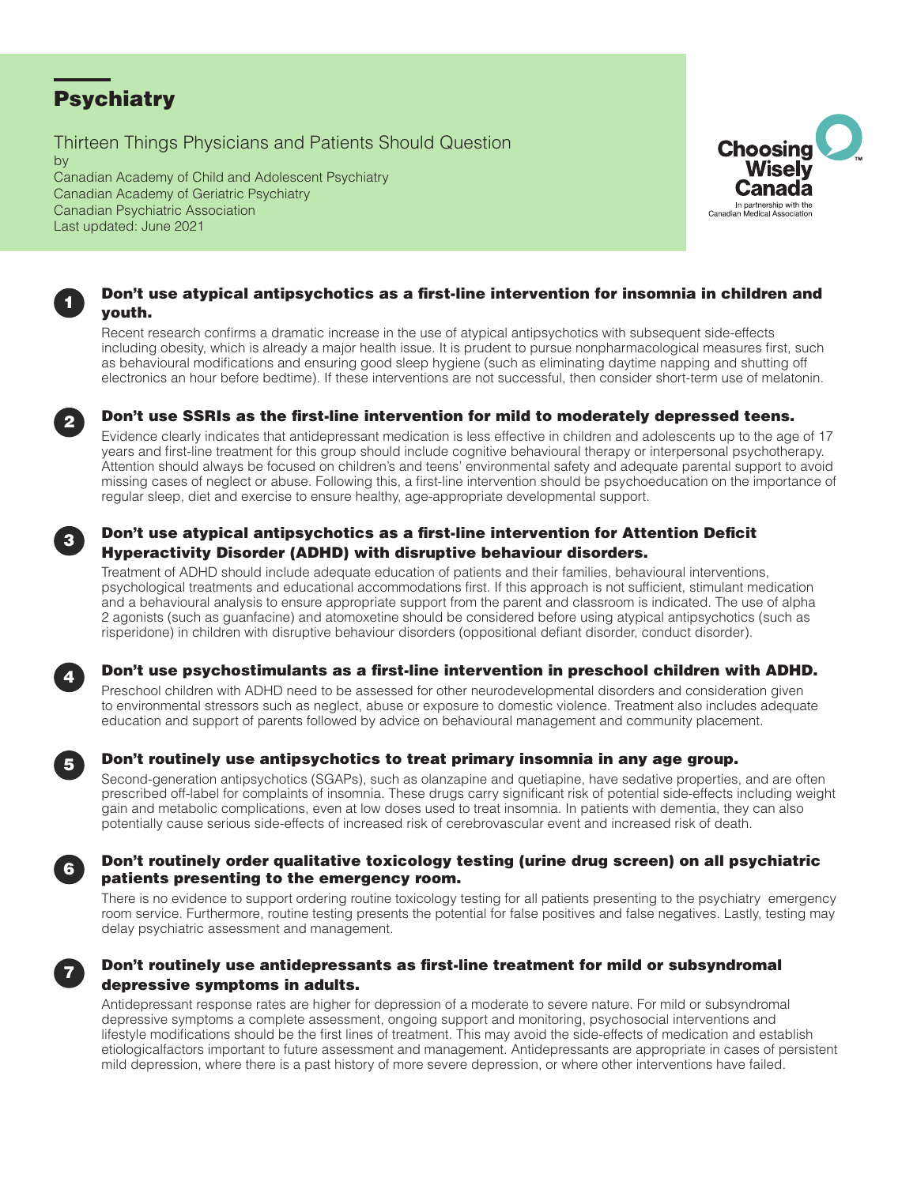# Psychiatry

Thirteen Things Physicians and Patients Should Question
by
Canadian Academy of Child and Adolescent Psychiatry
Canadian Academy of Geriatric Psychiatry
Canadian Psychiatric Association
Last updated: June 2021

Choosing Wisely Canada
In partnership with the Canadian Medical Association

## 1 Don't use atypical antipsychotics as a first-line intervention for insomnia in children and youth.

Recent research confirms a dramatic increase in the use of atypical antipsychotics with subsequent side-effects including obesity, which is already a major health issue. It is prudent to pursue nonpharmacological measures first, such as behavioural modifications and ensuring good sleep hygiene (such as eliminating daytime napping and shutting off electronics an hour before bedtime). If these interventions are not successful, then consider short-term use of melatonin.

## 2 Don't use SSRIs as the first-line intervention for mild to moderately depressed teens.

Evidence clearly indicates that antidepressant medication is less effective in children and adolescents up to the age of 17 years and first-line treatment for this group should include cognitive behavioural therapy or interpersonal psychotherapy. Attention should always be focused on children's and teens' environmental safety and adequate parental support to avoid missing cases of neglect or abuse. Following this, a first-line intervention should be psychoeducation on the importance of regular sleep, diet and exercise to ensure healthy, age-appropriate developmental support.

## 3 Don't use atypical antipsychotics as a first-line intervention for Attention Deficit Hyperactivity Disorder (ADHD) with disruptive behaviour disorders.

Treatment of ADHD should include adequate education of patients and their families, behavioural interventions, psychological treatments and educational accommodations first. If this approach is not sufficient, stimulant medication and a behavioural analysis to ensure appropriate support from the parent and classroom is indicated. The use of alpha 2 agonists (such as guanfacine) and atomoxetine should be considered before using atypical antipsychotics (such as risperidone) in children with disruptive behaviour disorders (oppositional defiant disorder, conduct disorder).

## 4 Don't use psychostimulants as a first-line intervention in preschool children with ADHD.

Preschool children with ADHD need to be assessed for other neurodevelopmental disorders and consideration given to environmental stressors such as neglect, abuse or exposure to domestic violence. Treatment also includes adequate education and support of parents followed by advice on behavioural management and community placement.

## 5 Don't routinely use antipsychotics to treat primary insomnia in any age group.

Second-generation antipsychotics (SGAPs), such as olanzapine and quetiapine, have sedative properties, and are often prescribed off-label for complaints of insomnia. These drugs carry significant risk of potential side-effects including weight gain and metabolic complications, even at low doses used to treat insomnia. In patients with dementia, they can also potentially cause serious side-effects of increased risk of cerebrovascular event and increased risk of death.

## 6 Don't routinely order qualitative toxicology testing (urine drug screen) on all psychiatric patients presenting to the emergency room.

There is no evidence to support ordering routine toxicology testing for all patients presenting to the psychiatry emergency room service. Furthermore, routine testing presents the potential for false positives and false negatives. Lastly, testing may delay psychiatric assessment and management.

## 7 Don't routinely use antidepressants as first-line treatment for mild or subsyndromal depressive symptoms in adults.

Antidepressant response rates are higher for depression of a moderate to severe nature. For mild or subsyndromal depressive symptoms a complete assessment, ongoing support and monitoring, psychosocial interventions and lifestyle modifications should be the first lines of treatment. This may avoid the side-effects of medication and establish etiologicalfactors important to future assessment and management. Antidepressants are appropriate in cases of persistent mild depression, where there is a past history of more severe depression, or where other interventions have failed.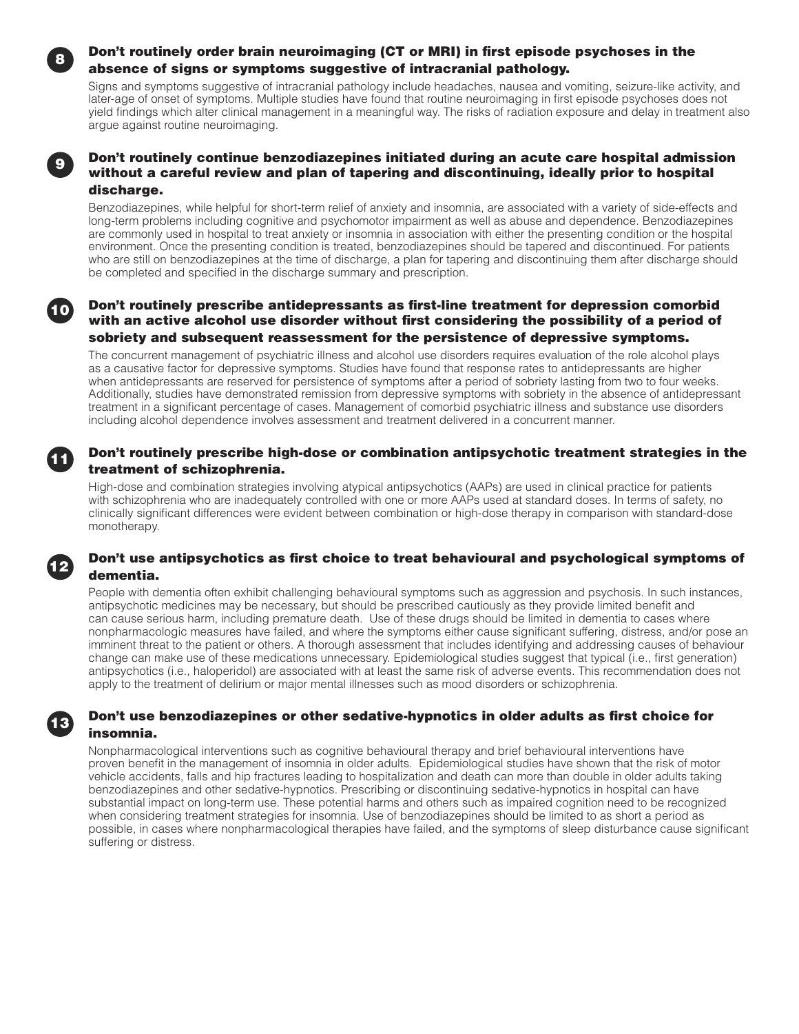## 8 Don't routinely order brain neuroimaging (CT or MRI) in first episode psychoses in the absence of signs or symptoms suggestive of intracranial pathology.

Signs and symptoms suggestive of intracranial pathology include headaches, nausea and vomiting, seizure-like activity, and later-age of onset of symptoms. Multiple studies have found that routine neuroimaging in first episode psychoses does not yield findings which alter clinical management in a meaningful way. The risks of radiation exposure and delay in treatment also argue against routine neuroimaging.

## 9 Don't routinely continue benzodiazepines initiated during an acute care hospital admission without a careful review and plan of tapering and discontinuing, ideally prior to hospital discharge.

Benzodiazepines, while helpful for short-term relief of anxiety and insomnia, are associated with a variety of side-effects and long-term problems including cognitive and psychomotor impairment as well as abuse and dependence. Benzodiazepines are commonly used in hospital to treat anxiety or insomnia in association with either the presenting condition or the hospital environment. Once the presenting condition is treated, benzodiazepines should be tapered and discontinued. For patients who are still on benzodiazepines at the time of discharge, a plan for tapering and discontinuing them after discharge should be completed and specified in the discharge summary and prescription.

## 10 Don't routinely prescribe antidepressants as first-line treatment for depression comorbid with an active alcohol use disorder without first considering the possibility of a period of sobriety and subsequent reassessment for the persistence of depressive symptoms.

The concurrent management of psychiatric illness and alcohol use disorders requires evaluation of the role alcohol plays as a causative factor for depressive symptoms. Studies have found that response rates to antidepressants are higher when antidepressants are reserved for persistence of symptoms after a period of sobriety lasting from two to four weeks. Additionally, studies have demonstrated remission from depressive symptoms with sobriety in the absence of antidepressant treatment in a significant percentage of cases. Management of comorbid psychiatric illness and substance use disorders including alcohol dependence involves assessment and treatment delivered in a concurrent manner.

## 11 Don't routinely prescribe high-dose or combination antipsychotic treatment strategies in the treatment of schizophrenia.

High-dose and combination strategies involving atypical antipsychotics (AAPs) are used in clinical practice for patients with schizophrenia who are inadequately controlled with one or more AAPs used at standard doses. In terms of safety, no clinically significant differences were evident between combination or high-dose therapy in comparison with standard-dose monotherapy.

## 12 Don't use antipsychotics as first choice to treat behavioural and psychological symptoms of dementia.

People with dementia often exhibit challenging behavioural symptoms such as aggression and psychosis. In such instances, antipsychotic medicines may be necessary, but should be prescribed cautiously as they provide limited benefit and can cause serious harm, including premature death. Use of these drugs should be limited in dementia to cases where nonpharmacologic measures have failed, and where the symptoms either cause significant suffering, distress, and/or pose an imminent threat to the patient or others. A thorough assessment that includes identifying and addressing causes of behaviour change can make use of these medications unnecessary. Epidemiological studies suggest that typical (i.e., first generation) antipsychotics (i.e., haloperidol) are associated with at least the same risk of adverse events. This recommendation does not apply to the treatment of delirium or major mental illnesses such as mood disorders or schizophrenia.

## 13 Don't use benzodiazepines or other sedative-hypnotics in older adults as first choice for insomnia.

Nonpharmacological interventions such as cognitive behavioural therapy and brief behavioural interventions have proven benefit in the management of insomnia in older adults. Epidemiological studies have shown that the risk of motor vehicle accidents, falls and hip fractures leading to hospitalization and death can more than double in older adults taking benzodiazepines and other sedative-hypnotics. Prescribing or discontinuing sedative-hypnotics in hospital can have substantial impact on long-term use. These potential harms and others such as impaired cognition need to be recognized when considering treatment strategies for insomnia. Use of benzodiazepines should be limited to as short a period as possible, in cases where nonpharmacological therapies have failed, and the symptoms of sleep disturbance cause significant suffering or distress.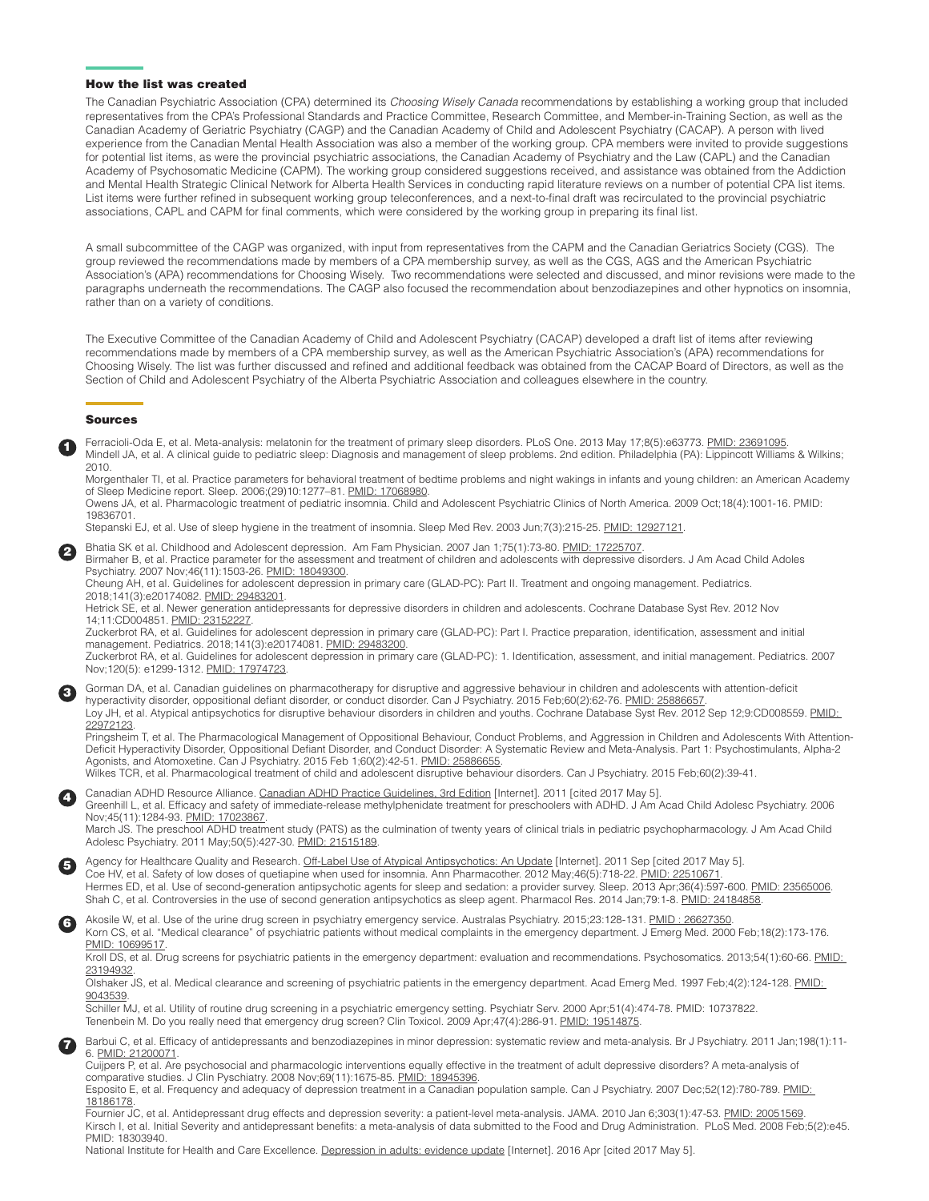## How the list was created

The Canadian Psychiatric Association (CPA) determined its *Choosing Wisely Canada* recommendations by establishing a working group that included representatives from the CPA's Professional Standards and Practice Committee, Research Committee, and Member-in-Training Section, as well as the Canadian Academy of Geriatric Psychiatry (CAGP) and the Canadian Academy of Child and Adolescent Psychiatry (CACAP). A person with lived experience from the Canadian Mental Health Association was also a member of the working group. CPA members were invited to provide suggestions for potential list items, as were the provincial psychiatric associations, the Canadian Academy of Psychiatry and the Law (CAPL) and the Canadian Academy of Psychosomatic Medicine (CAPM). The working group considered suggestions received, and assistance was obtained from the Addiction and Mental Health Strategic Clinical Network for Alberta Health Services in conducting rapid literature reviews on a number of potential CPA list items. List items were further refined in subsequent working group teleconferences, and a next-to-final draft was recirculated to the provincial psychiatric associations, CAPL and CAPM for final comments, which were considered by the working group in preparing its final list.

A small subcommittee of the CAGP was organized, with input from representatives from the CAPM and the Canadian Geriatrics Society (CGS). The group reviewed the recommendations made by members of a CPA membership survey, as well as the CGS, AGS and the American Psychiatric Association's (APA) recommendations for Choosing Wisely. Two recommendations were selected and discussed, and minor revisions were made to the paragraphs underneath the recommendations. The CAGP also focused the recommendation about benzodiazepines and other hypnotics on insomnia, rather than on a variety of conditions.

The Executive Committee of the Canadian Academy of Child and Adolescent Psychiatry (CACAP) developed a draft list of items after reviewing recommendations made by members of a CPA membership survey, as well as the American Psychiatric Association's (APA) recommendations for Choosing Wisely. The list was further discussed and refined and additional feedback was obtained from the CACAP Board of Directors, as well as the Section of Child and Adolescent Psychiatry of the Alberta Psychiatric Association and colleagues elsewhere in the country.

## Sources

**1**

Ferracioli-Oda E, et al. Meta-analysis: melatonin for the treatment of primary sleep disorders. PLoS One. 2013 May 17;8(5):e63773. PMID: 23691095.
Mindell JA, et al. A clinical guide to pediatric sleep: Diagnosis and management of sleep problems. 2nd edition. Philadelphia (PA): Lippincott Williams & Wilkins; 2010.
Morgenthaler TI, et al. Practice parameters for behavioral treatment of bedtime problems and night wakings in infants and young children: an American Academy of Sleep Medicine report. Sleep. 2006;(29)10:1277–81. PMID: 17068980.
Owens JA, et al. Pharmacologic treatment of pediatric insomnia. Child and Adolescent Psychiatric Clinics of North America. 2009 Oct;18(4):1001-16. PMID: 19836701.
Stepanski EJ, et al. Use of sleep hygiene in the treatment of insomnia. Sleep Med Rev. 2003 Jun;7(3):215-25. PMID: 12927121.

**2**

Bhatia SK et al. Childhood and Adolescent depression. Am Fam Physician. 2007 Jan 1;75(1):73-80. PMID: 17225707.
Birmaher B, et al. Practice parameter for the assessment and treatment of children and adolescents with depressive disorders. J Am Acad Child Adoles Psychiatry. 2007 Nov;46(11):1503-26. PMID: 18049300.
Cheung AH, et al. Guidelines for adolescent depression in primary care (GLAD-PC): Part II. Treatment and ongoing management. Pediatrics. 2018;141(3):e20174082. PMID: 29483201.
Hetrick SE, et al. Newer generation antidepressants for depressive disorders in children and adolescents. Cochrane Database Syst Rev. 2012 Nov 14;11:CD004851. PMID: 23152227.
Zuckerbrot RA, et al. Guidelines for adolescent depression in primary care (GLAD-PC): Part I. Practice preparation, identification, assessment and initial management. Pediatrics. 2018;141(3):e20174081. PMID: 29483200.
Zuckerbrot RA, et al. Guidelines for adolescent depression in primary care (GLAD-PC): 1. Identification, assessment, and initial management. Pediatrics. 2007 Nov;120(5): e1299-1312. PMID: 17974723.

**3**

Gorman DA, et al. Canadian guidelines on pharmacotherapy for disruptive and aggressive behaviour in children and adolescents with attention-deficit hyperactivity disorder, oppositional defiant disorder, or conduct disorder. Can J Psychiatry. 2015 Feb;60(2):62-76. PMID: 25886657.
Loy JH, et al. Atypical antipsychotics for disruptive behaviour disorders in children and youths. Cochrane Database Syst Rev. 2012 Sep 12;9:CD008559. PMID: 22972123.
Pringsheim T, et al. The Pharmacological Management of Oppositional Behaviour, Conduct Problems, and Aggression in Children and Adolescents With Attention-Deficit Hyperactivity Disorder, Oppositional Defiant Disorder, and Conduct Disorder: A Systematic Review and Meta-Analysis. Part 1: Psychostimulants, Alpha-2 Agonists, and Atomoxetine. Can J Psychiatry. 2015 Feb 1;60(2):42-51. PMID: 25886655.
Wilkes TCR, et al. Pharmacological treatment of child and adolescent disruptive behaviour disorders. Can J Psychiatry. 2015 Feb;60(2):39-41.

**4**

Canadian ADHD Resource Alliance. Canadian ADHD Practice Guidelines, 3rd Edition [Internet]. 2011 [cited 2017 May 5].
Greenhill L, et al. Efficacy and safety of immediate-release methylphenidate treatment for preschoolers with ADHD. J Am Acad Child Adolesc Psychiatry. 2006 Nov;45(11):1284-93. PMID: 17023867.
March JS. The preschool ADHD treatment study (PATS) as the culmination of twenty years of clinical trials in pediatric psychopharmacology. J Am Acad Child Adolesc Psychiatry. 2011 May;50(5):427-30. PMID: 21515189.

**5**

Agency for Healthcare Quality and Research. Off-Label Use of Atypical Antipsychotics: An Update [Internet]. 2011 Sep [cited 2017 May 5].
Coe HV, et al. Safety of low doses of quetiapine when used for insomnia. Ann Pharmacother. 2012 May;46(5):718-22. PMID: 22510671.
Hermes ED, et al. Use of second-generation antipsychotic agents for sleep and sedation: a provider survey. Sleep. 2013 Apr;36(4):597-600. PMID: 23565006.
Shah C, et al. Controversies in the use of second generation antipsychotics as sleep agent. Pharmacol Res. 2014 Jan;79:1-8. PMID: 24184858.

**6**

Akosile W, et al. Use of the urine drug screen in psychiatry emergency service. Australas Psychiatry. 2015;23:128-131. PMID : 26627350.
Korn CS, et al. "Medical clearance" of psychiatric patients without medical complaints in the emergency department. J Emerg Med. 2000 Feb;18(2):173-176. PMID: 10699517.
Kroll DS, et al. Drug screens for psychiatric patients in the emergency department: evaluation and recommendations. Psychosomatics. 2013;54(1):60-66. PMID: 23194932.
Olshaker JS, et al. Medical clearance and screening of psychiatric patients in the emergency department. Acad Emerg Med. 1997 Feb;4(2):124-128. PMID: 9043539.
Schiller MJ, et al. Utility of routine drug screening in a psychiatric emergency setting. Psychiatr Serv. 2000 Apr;51(4):474-78. PMID: 10737822.
Tenenbein M. Do you really need that emergency drug screen? Clin Toxicol. 2009 Apr;47(4):286-91. PMID: 19514875.

**7**

Barbui C, et al. Efficacy of antidepressants and benzodiazepines in minor depression: systematic review and meta-analysis. Br J Psychiatry. 2011 Jan;198(1):11-6. PMID: 21200071.
Cuijpers P, et al. Are psychosocial and pharmacologic interventions equally effective in the treatment of adult depressive disorders? A meta-analysis of comparative studies. J Clin Pyschiatry. 2008 Nov;69(11):1675-85. PMID: 18945396.
Esposito E, et al. Frequency and adequacy of depression treatment in a Canadian population sample. Can J Psychiatry. 2007 Dec;52(12):780-789. PMID: 18186178.
Fournier JC, et al. Antidepressant drug effects and depression severity: a patient-level meta-analysis. JAMA. 2010 Jan 6;303(1):47-53. PMID: 20051569.
Kirsch I, et al. Initial Severity and antidepressant benefits: a meta-analysis of data submitted to the Food and Drug Administration. PLoS Med. 2008 Feb;5(2):e45. PMID: 18303940.
National Institute for Health and Care Excellence. Depression in adults: evidence update [Internet]. 2016 Apr [cited 2017 May 5].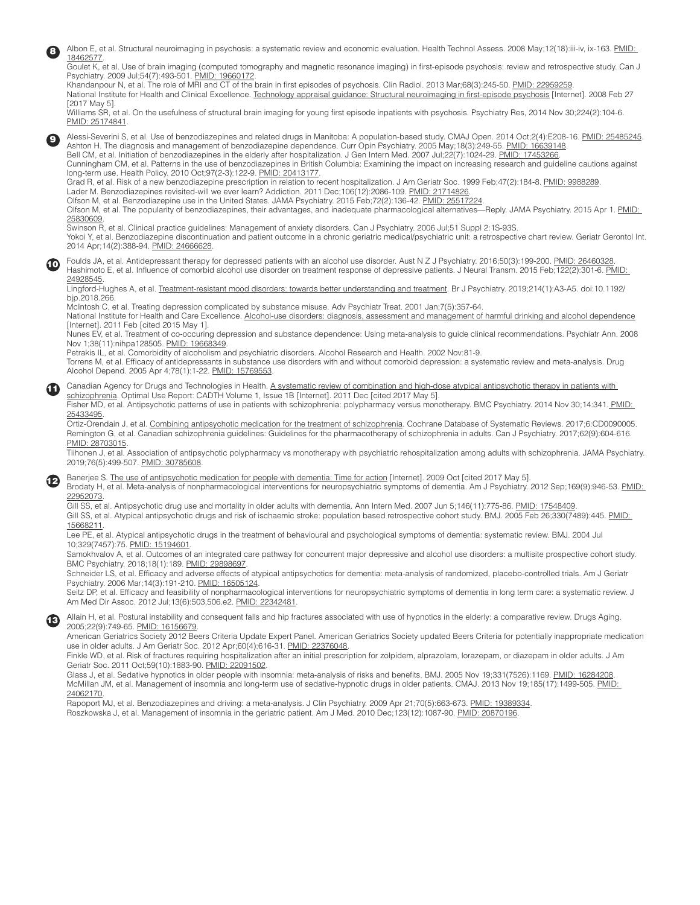**8**

Albon E, et al. Structural neuroimaging in psychosis: a systematic review and economic evaluation. Health Technol Assess. 2008 May;12(18):iii-iv, ix-163. PMID: 18462577.

Goulet K, et al. Use of brain imaging (computed tomography and magnetic resonance imaging) in first-episode psychosis: review and retrospective study. Can J Psychiatry. 2009 Jul;54(7):493-501. PMID: 19660172.

Khandanpour N, et al. The role of MRI and CT of the brain in first episodes of psychosis. Clin Radiol. 2013 Mar;68(3):245-50. PMID: 22959259.

National Institute for Health and Clinical Excellence. Technology appraisal guidance: Structural neuroimaging in first-episode psychosis [Internet]. 2008 Feb 27 [2017 May 5].

Williams SR, et al. On the usefulness of structural brain imaging for young first episode inpatients with psychosis. Psychiatry Res, 2014 Nov 30;224(2):104-6. PMID: 25174841.

**9**

Alessi-Severini S, et al. Use of benzodiazepines and related drugs in Manitoba: A population-based study. CMAJ Open. 2014 Oct;2(4):E208-16. PMID: 25485245.

Ashton H. The diagnosis and management of benzodiazepine dependence. Curr Opin Psychiatry. 2005 May;18(3):249-55. PMID: 16639148.

Bell CM, et al. Initiation of benzodiazepines in the elderly after hospitalization. J Gen Intern Med. 2007 Jul;22(7):1024-29. PMID: 17453266.

Cunningham CM, et al. Patterns in the use of benzodiazepines in British Columbia: Examining the impact on increasing research and guideline cautions against long-term use. Health Policy. 2010 Oct;97(2-3):122-9. PMID: 20413177.

Grad R, et al. Risk of a new benzodiazepine prescription in relation to recent hospitalization. J Am Geriatr Soc. 1999 Feb;47(2):184-8. PMID: 9988289.

Lader M. Benzodiazepines revisited-will we ever learn? Addiction. 2011 Dec;106(12):2086-109. PMID: 21714826.

Olfson M, et al. Benzodiazepine use in the United States. JAMA Psychiatry. 2015 Feb;72(2):136-42. PMID: 25517224.

Olfson M, et al. The popularity of benzodiazepines, their advantages, and inadequate pharmacological alternatives—Reply. JAMA Psychiatry. 2015 Apr 1. PMID: 25830609.

Swinson R, et al. Clinical practice guidelines: Management of anxiety disorders. Can J Psychiatry. 2006 Jul;51 Suppl 2:1S-93S.

Yokoi Y, et al. Benzodiazepine discontinuation and patient outcome in a chronic geriatric medical/psychiatric unit: a retrospective chart review. Geriatr Gerontol Int. 2014 Apr;14(2):388-94. PMID: 24666628.

**10**

Foulds JA, et al. Antidepressant therapy for depressed patients with an alcohol use disorder. Aust N Z J Psychiatry. 2016;50(3):199-200. PMID: 26460328.

Hashimoto E, et al. Influence of comorbid alcohol use disorder on treatment response of depressive patients. J Neural Transm. 2015 Feb;122(2):301-6. PMID: 24928545.

Lingford-Hughes A, et al. Treatment-resistant mood disorders: towards better understanding and treatment. Br J Psychiatry. 2019;214(1):A3-A5. doi:10.1192/bjp.2018.266.

McIntosh C, et al. Treating depression complicated by substance misuse. Adv Psychiatr Treat. 2001 Jan;7(5):357-64.

National Institute for Health and Care Excellence. Alcohol-use disorders: diagnosis, assessment and management of harmful drinking and alcohol dependence [Internet]. 2011 Feb [cited 2015 May 1].

Nunes EV, et al. Treatment of co-occuring depression and substance dependence: Using meta-analysis to guide clinical recommendations. Psychiatr Ann. 2008 Nov 1;38(11):nihpa128505. PMID: 19668349.

Petrakis IL, et al. Comorbidity of alcoholism and psychiatric disorders. Alcohol Research and Health. 2002 Nov:81-9.

Torrens M, et al. Efficacy of antidepressants in substance use disorders with and without comorbid depression: a systematic review and meta-analysis. Drug Alcohol Depend. 2005 Apr 4;78(1):1-22. PMID: 15769553.

**11**

Canadian Agency for Drugs and Technologies in Health. A systematic review of combination and high-dose atypical antipsychotic therapy in patients with schizophrenia. Optimal Use Report: CADTH Volume 1, Issue 1B [Internet]. 2011 Dec [cited 2017 May 5].

Fisher MD, et al. Antipsychotic patterns of use in patients with schizophrenia: polypharmacy versus monotherapy. BMC Psychiatry. 2014 Nov 30;14:341. PMID: 25433495.

Ortiz-Orendain J, et al. Combining antipsychotic medication for the treatment of schizophrenia. Cochrane Database of Systematic Reviews. 2017;6:CD0090005.

Remington G, et al. Canadian schizophrenia guidelines: Guidelines for the pharmacotherapy of schizophrenia in adults. Can J Psychiatry. 2017;62(9):604-616. PMID: 28703015.

Tiihonen J, et al. Association of antipsychotic polypharmacy vs monotherapy with psychiatric rehospitalization among adults with schizophrenia. JAMA Psychiatry. 2019;76(5):499-507. PMID: 30785608.

**12**

Banerjee S. The use of antipsychotic medication for people with dementia: Time for action [Internet]. 2009 Oct [cited 2017 May 5].

Brodaty H, et al. Meta-analysis of nonpharmacological interventions for neuropsychiatric symptoms of dementia. Am J Psychiatry. 2012 Sep;169(9):946-53. PMID: 22952073.

Gill SS, et al. Antipsychotic drug use and mortality in older adults with dementia. Ann Intern Med. 2007 Jun 5;146(11):775-86. PMID: 17548409.

Gill SS, et al. Atypical antipsychotic drugs and risk of ischaemic stroke: population based retrospective cohort study. BMJ. 2005 Feb 26;330(7489):445. PMID: 15668211.

Lee PE, et al. Atypical antipsychotic drugs in the treatment of behavioural and psychological symptoms of dementia: systematic review. BMJ. 2004 Jul 10;329(7457):75. PMID: 15194601.

Samokhvalov A, et al. Outcomes of an integrated care pathway for concurrent major depressive and alcohol use disorders: a multisite prospective cohort study. BMC Psychiatry. 2018;18(1):189. PMID: 29898697.

Schneider LS, et al. Efficacy and adverse effects of atypical antipsychotics for dementia: meta-analysis of randomized, placebo-controlled trials. Am J Geriatr Psychiatry. 2006 Mar;14(3):191-210. PMID: 16505124.

Seitz DP, et al. Efficacy and feasibility of nonpharmacological interventions for neuropsychiatric symptoms of dementia in long term care: a systematic review. J Am Med Dir Assoc. 2012 Jul;13(6):503,506.e2. PMID: 22342481.

**13**

Allain H, et al. Postural instability and consequent falls and hip fractures associated with use of hypnotics in the elderly: a comparative review. Drugs Aging. 2005;22(9):749-65. PMID: 16156679.

American Geriatrics Society 2012 Beers Criteria Update Expert Panel. American Geriatrics Society updated Beers Criteria for potentially inappropriate medication use in older adults. J Am Geriatr Soc. 2012 Apr;60(4):616-31. PMID: 22376048.

Finkle WD, et al. Risk of fractures requiring hospitalization after an initial prescription for zolpidem, alprazolam, lorazepam, or diazepam in older adults. J Am Geriatr Soc. 2011 Oct;59(10):1883-90. PMID: 22091502.

Glass J, et al. Sedative hypnotics in older people with insomnia: meta-analysis of risks and benefits. BMJ. 2005 Nov 19;331(7526):1169. PMID: 16284208.

McMillan JM, et al. Management of insomnia and long-term use of sedative-hypnotic drugs in older patients. CMAJ. 2013 Nov 19;185(17):1499-505. PMID: 24062170.

Rapoport MJ, et al. Benzodiazepines and driving: a meta-analysis. J Clin Psychiatry. 2009 Apr 21;70(5):663-673. PMID: 19389334.

Roszkowska J, et al. Management of insomnia in the geriatric patient. Am J Med. 2010 Dec;123(12):1087-90. PMID: 20870196.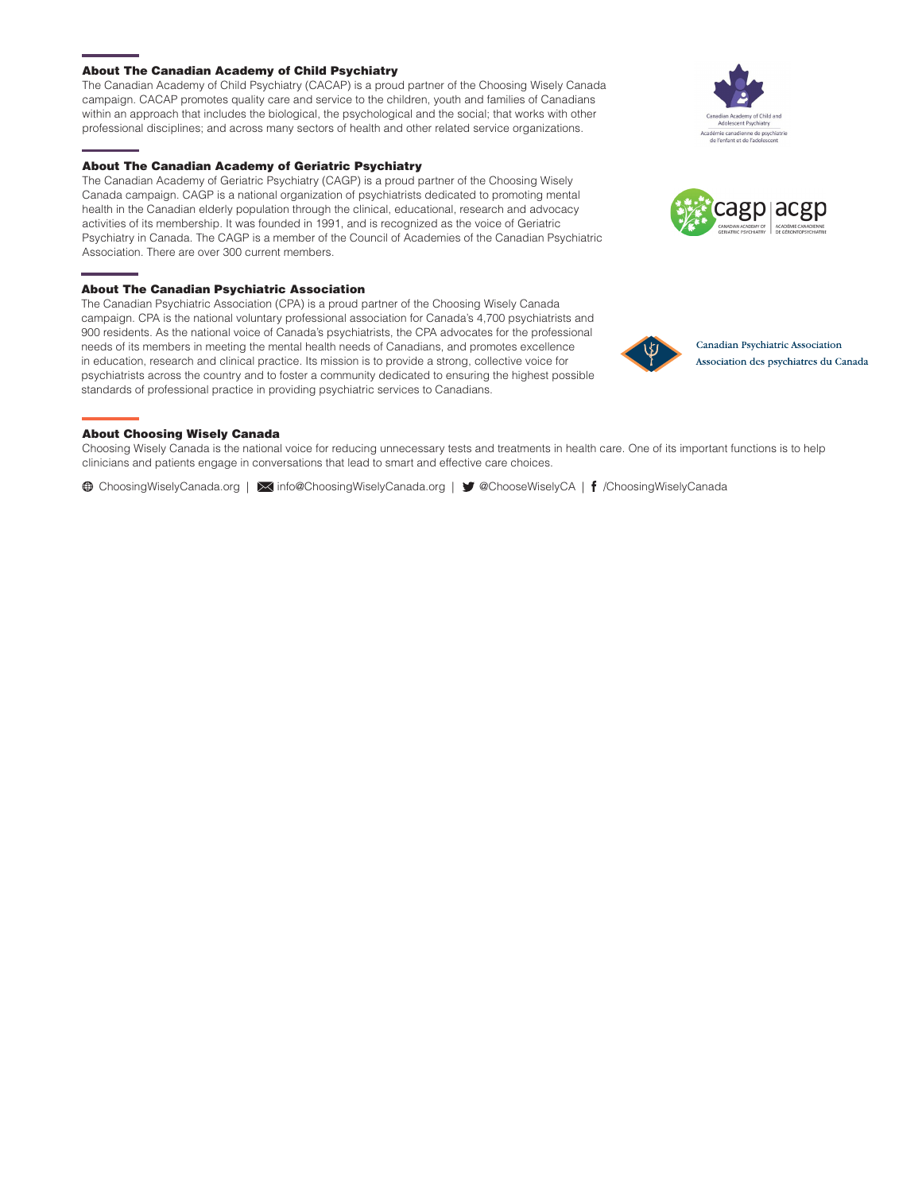### About The Canadian Academy of Child Psychiatry

The Canadian Academy of Child Psychiatry (CACAP) is a proud partner of the Choosing Wisely Canada campaign. CACAP promotes quality care and service to the children, youth and families of Canadians within an approach that includes the biological, the psychological and the social; that works with other professional disciplines; and across many sectors of health and other related service organizations.

Canadian Academy of Child and Adolescent Psychiatry
Académie canadienne de psychiatrie de l'enfant et de l'adolescent

### About The Canadian Academy of Geriatric Psychiatry

The Canadian Academy of Geriatric Psychiatry (CAGP) is a proud partner of the Choosing Wisely Canada campaign. CAGP is a national organization of psychiatrists dedicated to promoting mental health in the Canadian elderly population through the clinical, educational, research and advocacy activities of its membership. It was founded in 1991, and is recognized as the voice of Geriatric Psychiatry in Canada. The CAGP is a member of the Council of Academies of the Canadian Psychiatric Association. There are over 300 current members.

cagp | acgp
CANADIAN ACADEMY OF GERIATRIC PSYCHIATRY | ACADÉMIE CANADIENNE DE GÉRONTOPSYCHIATRIE

### About The Canadian Psychiatric Association

The Canadian Psychiatric Association (CPA) is a proud partner of the Choosing Wisely Canada campaign. CPA is the national voluntary professional association for Canada's 4,700 psychiatrists and 900 residents. As the national voice of Canada's psychiatrists, the CPA advocates for the professional needs of its members in meeting the mental health needs of Canadians, and promotes excellence in education, research and clinical practice. Its mission is to provide a strong, collective voice for psychiatrists across the country and to foster a community dedicated to ensuring the highest possible standards of professional practice in providing psychiatric services to Canadians.

Canadian Psychiatric Association
Association des psychiatres du Canada

### About Choosing Wisely Canada

Choosing Wisely Canada is the national voice for reducing unnecessary tests and treatments in health care. One of its important functions is to help clinicians and patients engage in conversations that lead to smart and effective care choices.

ChoosingWiselyCanada.org | info@ChoosingWiselyCanada.org | @ChooseWiselyCA | /ChoosingWiselyCanada